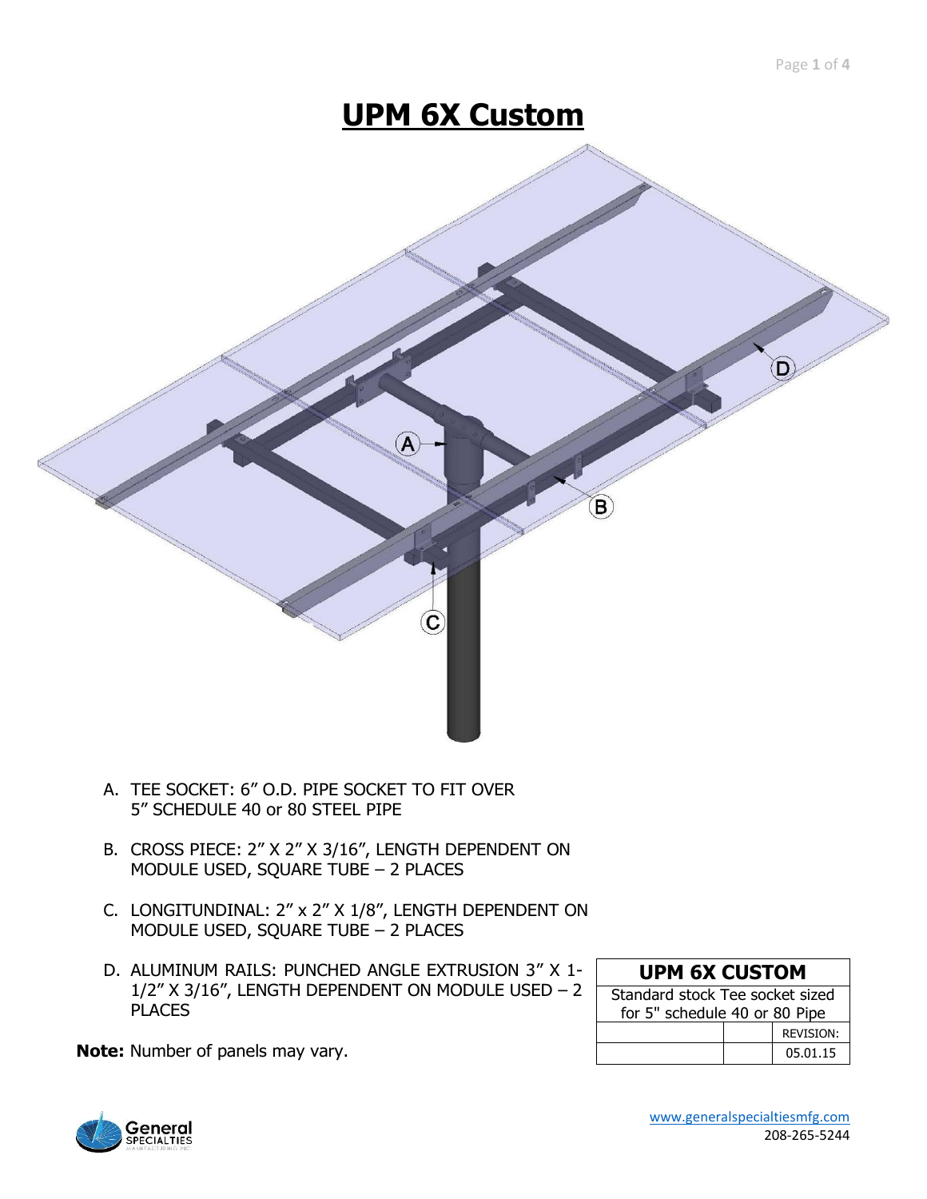# UPM 6X Custom

A. TEE SOCKET: 6" O.D. PIPE SOCKET TO FIT OVER 5" SCHEDULE 40 or 80 STEEL PIPE

B. CROSS PIECE: 2" X 2" X 3/16", LENGTH DEPENDENT ON MODULE USED, SQUARE TUBE – 2 PLACES

C. LONGITUNDINAL: 2" x 2" X 1/8", LENGTH DEPENDENT ON MODULE USED, SQUARE TUBE – 2 PLACES

D. ALUMINUM RAILS: PUNCHED ANGLE EXTRUSION 3" X 1-1/2" X 3/16", LENGTH DEPENDENT ON MODULE USED – 2 PLACES

**Note:** Number of panels may vary.

| UPM 6X CUSTOM | | |
|---|---|---|
| Standard stock Tee socket sized for 5" schedule 40 or 80 Pipe | | |
| | | REVISION: |
| | | 05.01.15 |

www.generalspecialtiesmfg.com
208-265-5244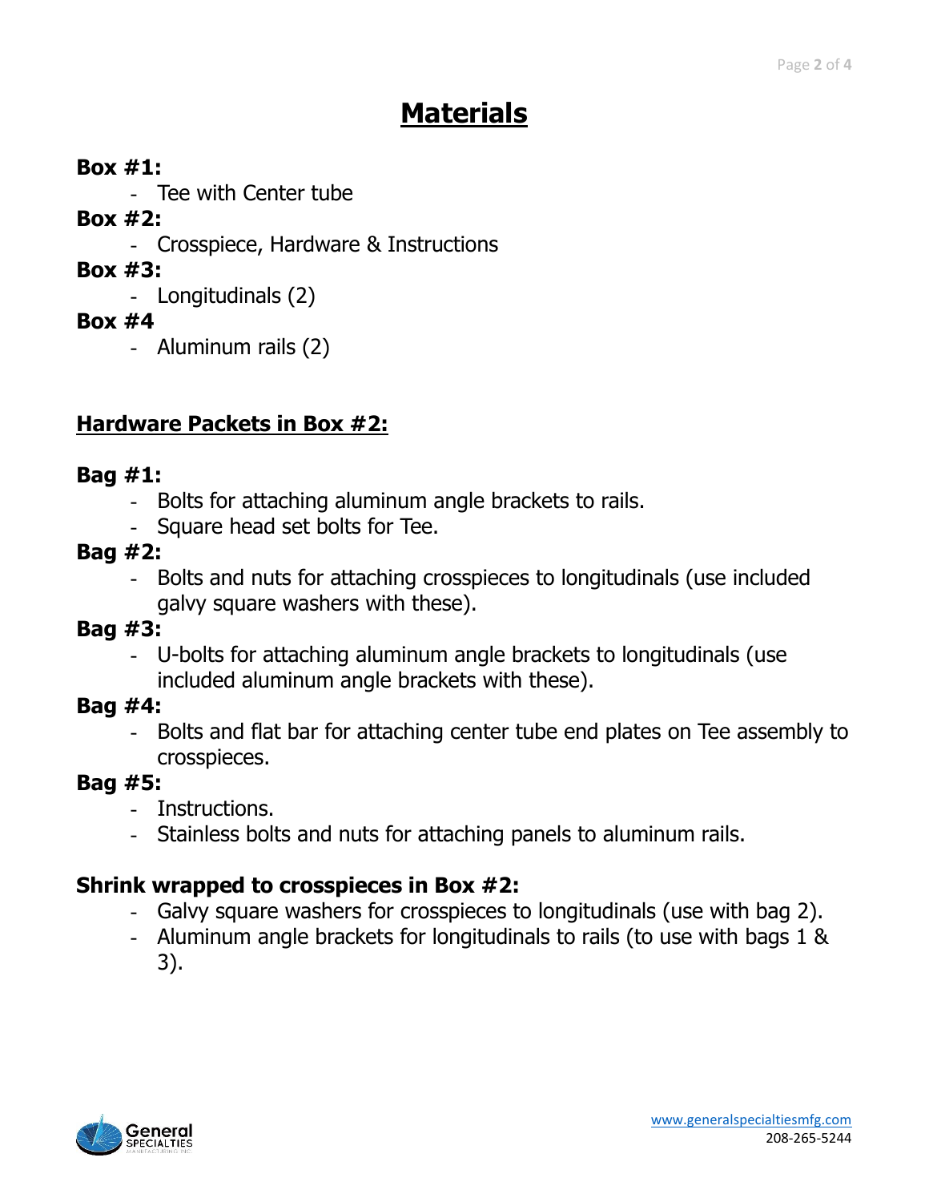# Materials

**Box #1:**

- Tee with Center tube

**Box #2:**

- Crosspiece, Hardware & Instructions

**Box #3:**

- Longitudinals (2)

**Box #4**

- Aluminum rails (2)

## Hardware Packets in Box #2:

**Bag #1:**

- Bolts for attaching aluminum angle brackets to rails.
- Square head set bolts for Tee.

**Bag #2:**

- Bolts and nuts for attaching crosspieces to longitudinals (use included galvy square washers with these).

**Bag #3:**

- U-bolts for attaching aluminum angle brackets to longitudinals (use included aluminum angle brackets with these).

**Bag #4:**

- Bolts and flat bar for attaching center tube end plates on Tee assembly to crosspieces.

**Bag #5:**

- Instructions.
- Stainless bolts and nuts for attaching panels to aluminum rails.

**Shrink wrapped to crosspieces in Box #2:**

- Galvy square washers for crosspieces to longitudinals (use with bag 2).
- Aluminum angle brackets for longitudinals to rails (to use with bags 1 & 3).

www.generalspecialtiesmfg.com
208-265-5244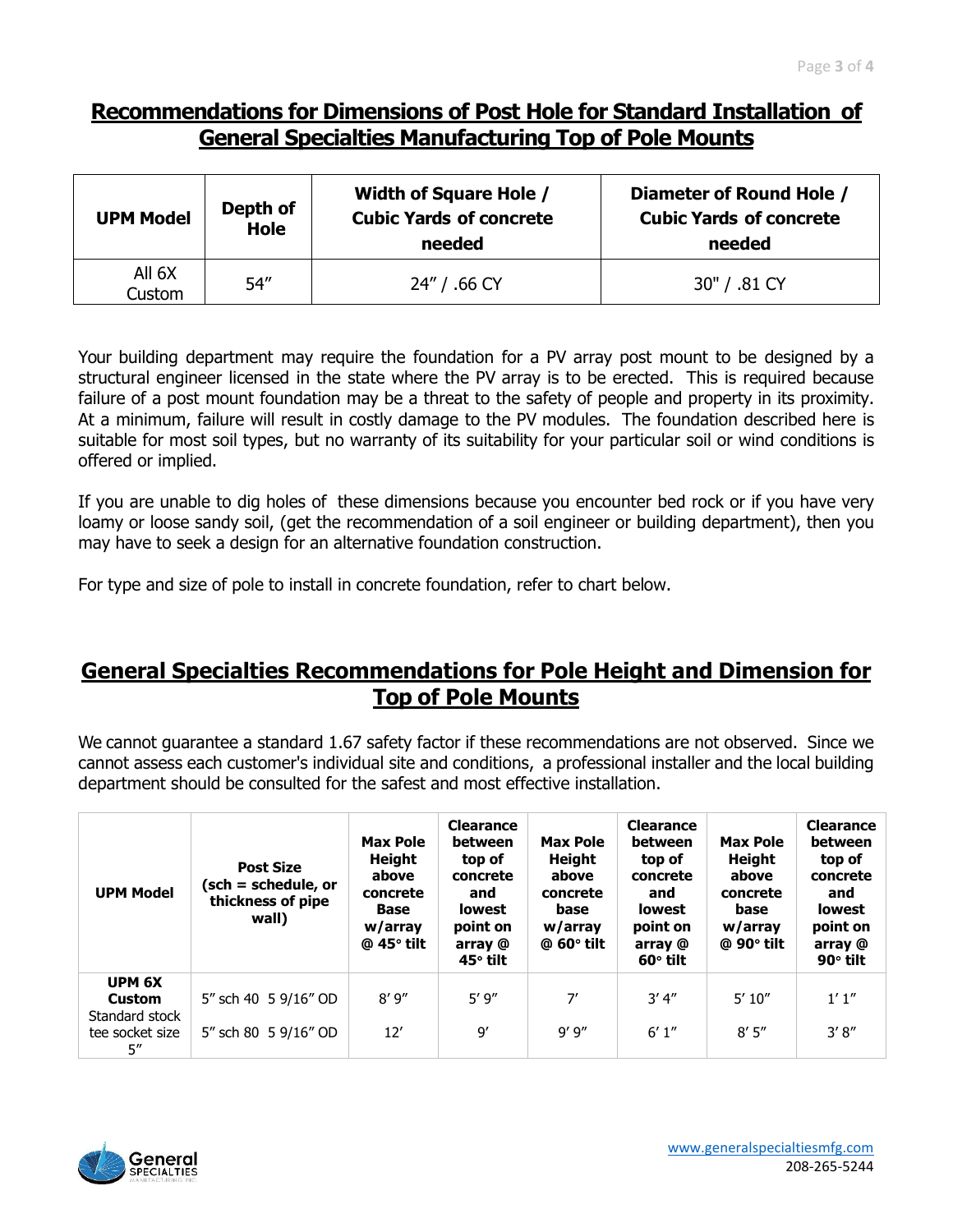## Recommendations for Dimensions of Post Hole for Standard Installation of General Specialties Manufacturing Top of Pole Mounts

| UPM Model | Depth of Hole | Width of Square Hole / Cubic Yards of concrete needed | Diameter of Round Hole / Cubic Yards of concrete needed |
|---|---|---|---|
| All 6X Custom | 54″ | 24″ / .66 CY | 30" / .81 CY |

Your building department may require the foundation for a PV array post mount to be designed by a structural engineer licensed in the state where the PV array is to be erected. This is required because failure of a post mount foundation may be a threat to the safety of people and property in its proximity. At a minimum, failure will result in costly damage to the PV modules. The foundation described here is suitable for most soil types, but no warranty of its suitability for your particular soil or wind conditions is offered or implied.

If you are unable to dig holes of these dimensions because you encounter bed rock or if you have very loamy or loose sandy soil, (get the recommendation of a soil engineer or building department), then you may have to seek a design for an alternative foundation construction.

For type and size of pole to install in concrete foundation, refer to chart below.

## General Specialties Recommendations for Pole Height and Dimension for Top of Pole Mounts

We cannot guarantee a standard 1.67 safety factor if these recommendations are not observed. Since we cannot assess each customer's individual site and conditions, a professional installer and the local building department should be consulted for the safest and most effective installation.

| UPM Model | Post Size (sch = schedule, or thickness of pipe wall) | Max Pole Height above concrete Base w/array @ 45° tilt | Clearance between top of concrete and lowest point on array @ 45° tilt | Max Pole Height above concrete base w/array @ 60° tilt | Clearance between top of concrete and lowest point on array @ 60° tilt | Max Pole Height above concrete base w/array @ 90° tilt | Clearance between top of concrete and lowest point on array @ 90° tilt |
|---|---|---|---|---|---|---|---|
| **UPM 6X Custom** Standard stock tee socket size 5″ | 5″ sch 40 5 9/16″ OD | 8′ 9″ | 5′ 9″ | 7′ | 3′ 4″ | 5′ 10″ | 1′ 1″ |
| | 5″ sch 80 5 9/16″ OD | 12′ | 9′ | 9′ 9″ | 6′ 1″ | 8′ 5″ | 3′ 8″ |

www.generalspecialtiesmfg.com
208-265-5244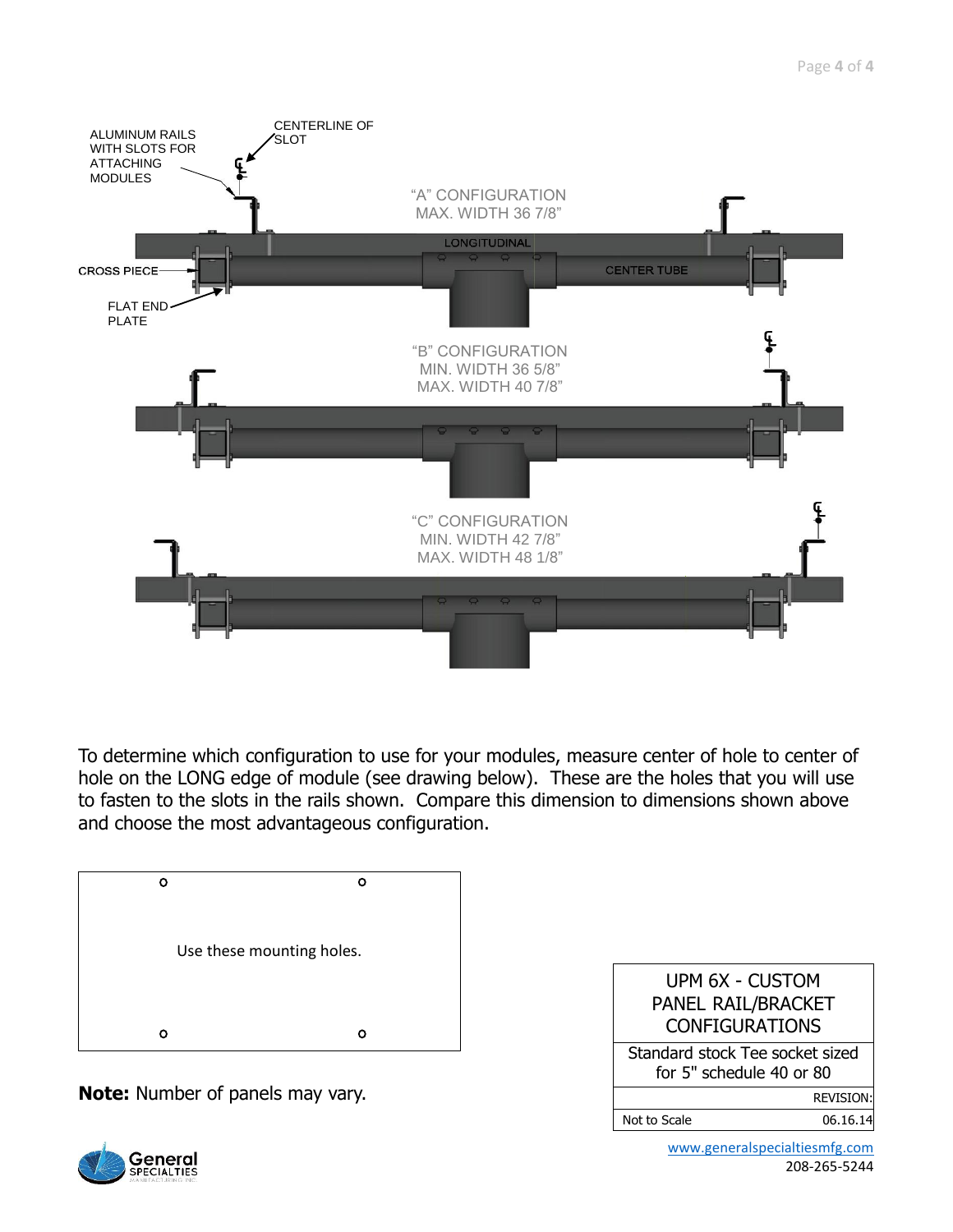ALUMINUM RAILS WITH SLOTS FOR ATTACHING MODULES

CENTERLINE OF SLOT

"A" CONFIGURATION
MAX. WIDTH 36 7/8"

LONGITUDINAL

CROSS PIECE

CENTER TUBE

FLAT END PLATE

"B" CONFIGURATION
MIN. WIDTH 36 5/8"
MAX. WIDTH 40 7/8"

"C" CONFIGURATION
MIN. WIDTH 42 7/8"
MAX. WIDTH 48 1/8"

To determine which configuration to use for your modules, measure center of hole to center of hole on the LONG edge of module (see drawing below). These are the holes that you will use to fasten to the slots in the rails shown. Compare this dimension to dimensions shown above and choose the most advantageous configuration.

Use these mounting holes.

**Note:** Number of panels may vary.

| | |
|---|---|
| UPM 6X - CUSTOM PANEL RAIL/BRACKET CONFIGURATIONS | |
| Standard stock Tee socket sized for 5" schedule 40 or 80 | |
| | REVISION: |
| Not to Scale | 06.16.14 |

General Specialties Manufacturing Inc

www.generalspecialtiesmfg.com
208-265-5244